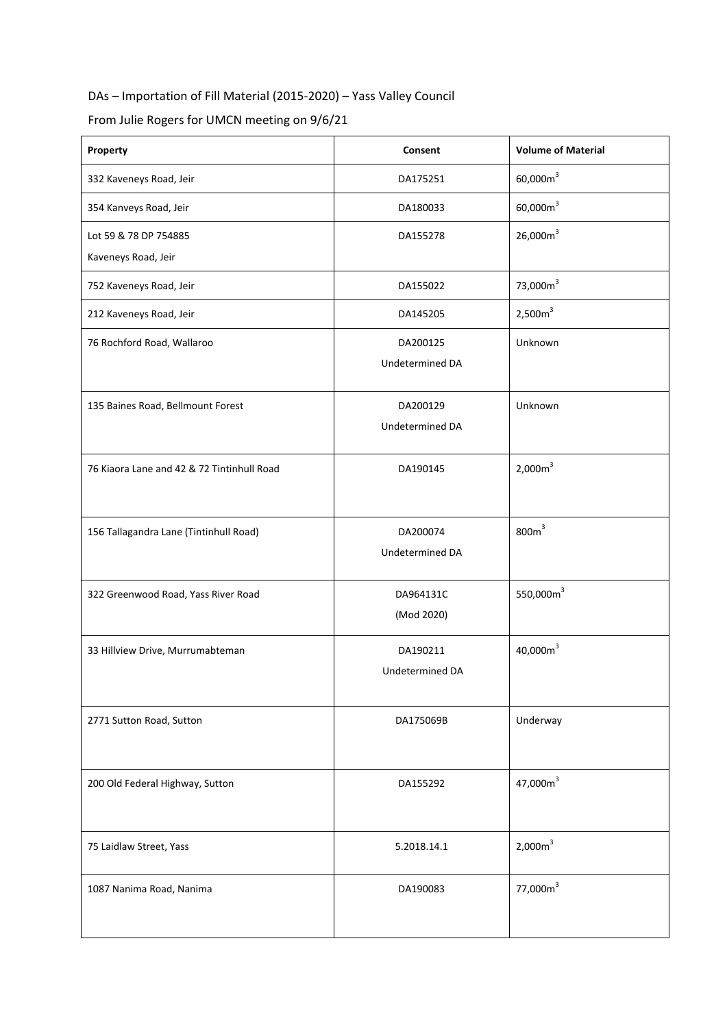DAs – Importation of Fill Material (2015-2020) – Yass Valley Council

From Julie Rogers for UMCN meeting on 9/6/21

| Property | Consent | Volume of Material |
|---|---|---|
| 332 Kaveneys Road, Jeir | DA175251 | $60{,}000m^3$ |
| 354 Kanveys Road, Jeir | DA180033 | $60{,}000m^3$ |
| Lot 59 & 78 DP 754885<br>Kaveneys Road, Jeir | DA155278 | $26{,}000m^3$ |
| 752 Kaveneys Road, Jeir | DA155022 | $73{,}000m^3$ |
| 212 Kaveneys Road, Jeir | DA145205 | $2{,}500m^3$ |
| 76 Rochford Road, Wallaroo | DA200125<br>Undetermined DA | Unknown |
| 135 Baines Road, Bellmount Forest | DA200129<br>Undetermined DA | Unknown |
| 76 Kiaora Lane and 42 & 72 Tintinhull Road | DA190145 | $2{,}000m^3$ |
| 156 Tallagandra Lane (Tintinhull Road) | DA200074<br>Undetermined DA | $800m^3$ |
| 322 Greenwood Road, Yass River Road | DA964131C<br>(Mod 2020) | $550{,}000m^3$ |
| 33 Hillview Drive, Murrumbateman | DA190211<br>Undetermined DA | $40{,}000m^3$ |
| 2771 Sutton Road, Sutton | DA175069B | Underway |
| 200 Old Federal Highway, Sutton | DA155292 | $47{,}000m^3$ |
| 75 Laidlaw Street, Yass | 5.2018.14.1 | $2{,}000m^3$ |
| 1087 Nanima Road, Nanima | DA190083 | $77{,}000m^3$ |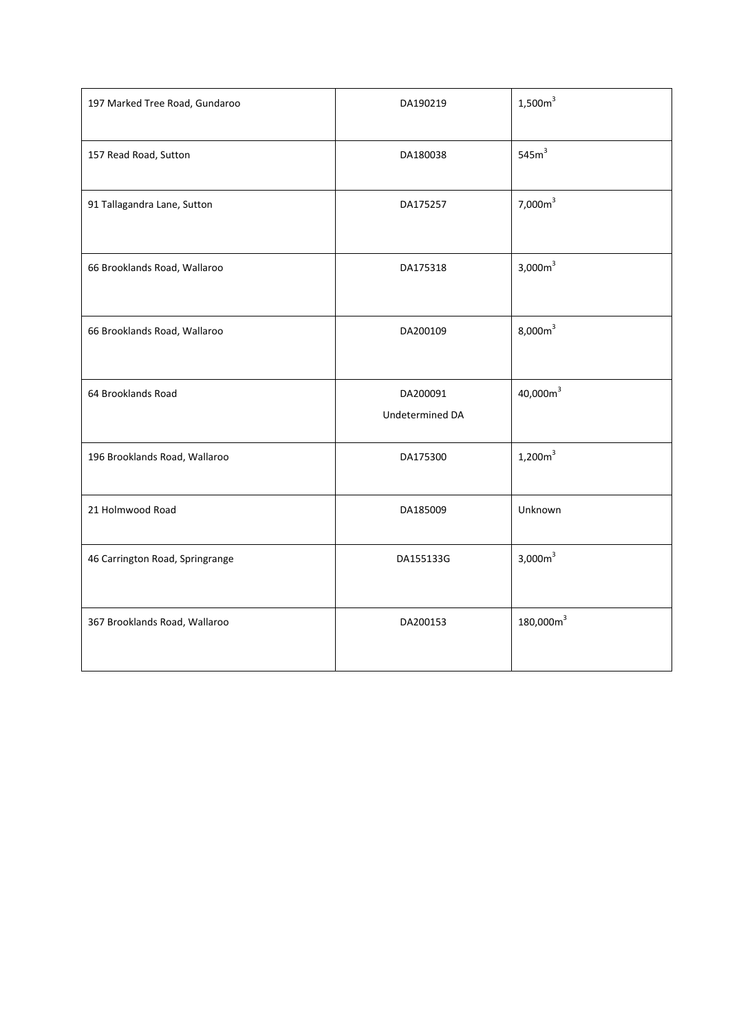| | | |
|---|---|---|
| 197 Marked Tree Road, Gundaroo | DA190219 | 1,500$m^3$ |
| 157 Read Road, Sutton | DA180038 | 545$m^3$ |
| 91 Tallagandra Lane, Sutton | DA175257 | 7,000$m^3$ |
| 66 Brooklands Road, Wallaroo | DA175318 | 3,000$m^3$ |
| 66 Brooklands Road, Wallaroo | DA200109 | 8,000$m^3$ |
| 64 Brooklands Road | DA200091<br>Undetermined DA | 40,000$m^3$ |
| 196 Brooklands Road, Wallaroo | DA175300 | 1,200$m^3$ |
| 21 Holmwood Road | DA185009 | Unknown |
| 46 Carrington Road, Springrange | DA155133G | 3,000$m^3$ |
| 367 Brooklands Road, Wallaroo | DA200153 | 180,000$m^3$ |